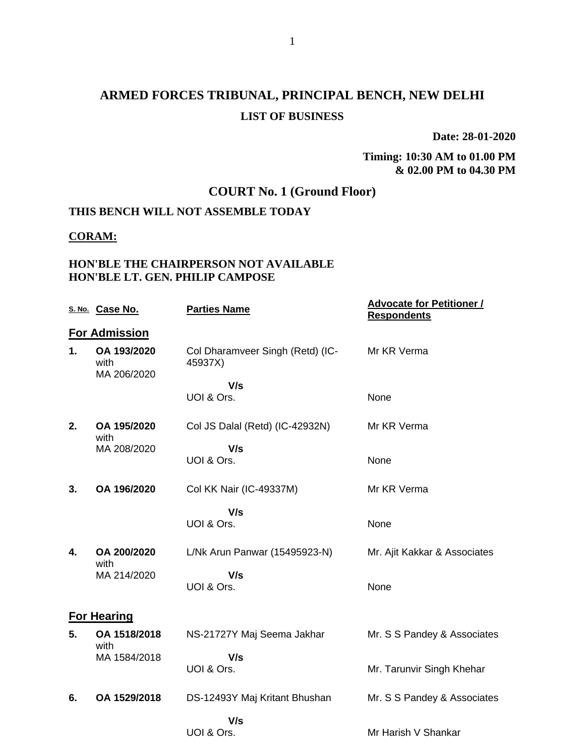# ARMED FORCES TRIBUNAL, PRINCIPAL BENCH, NEW DELHI

## LIST OF BUSINESS

**Date: 28-01-2020**

**Timing: 10:30 AM to 01.00 PM & 02.00 PM to 04.30 PM**

## COURT No. 1 (Ground Floor)

**THIS BENCH WILL NOT ASSEMBLE TODAY**

**CORAM:**

**HON'BLE THE CHAIRPERSON NOT AVAILABLE**
**HON'BLE LT. GEN. PHILIP CAMPOSE**

| S. No. | Case No. | Parties Name | Advocate for Petitioner / Respondents |
|---|---|---|---|
| **For Admission** | | | |
| **1.** | **OA 193/2020** with MA 206/2020 | Col Dharamveer Singh (Retd) (IC-45937X) **V/s** UOI & Ors. | Mr KR Verma / None |
| **2.** | **OA 195/2020** with MA 208/2020 | Col JS Dalal (Retd) (IC-42932N) **V/s** UOI & Ors. | Mr KR Verma / None |
| **3.** | **OA 196/2020** | Col KK Nair (IC-49337M) **V/s** UOI & Ors. | Mr KR Verma / None |
| **4.** | **OA 200/2020** with MA 214/2020 | L/Nk Arun Panwar (15495923-N) **V/s** UOI & Ors. | Mr. Ajit Kakkar & Associates / None |
| **For Hearing** | | | |
| **5.** | **OA 1518/2018** with MA 1584/2018 | NS-21727Y Maj Seema Jakhar **V/s** UOI & Ors. | Mr. S S Pandey & Associates / Mr. Tarunvir Singh Khehar |
| **6.** | **OA 1529/2018** | DS-12493Y Maj Kritant Bhushan **V/s** UOI & Ors. | Mr. S S Pandey & Associates / Mr Harish V Shankar |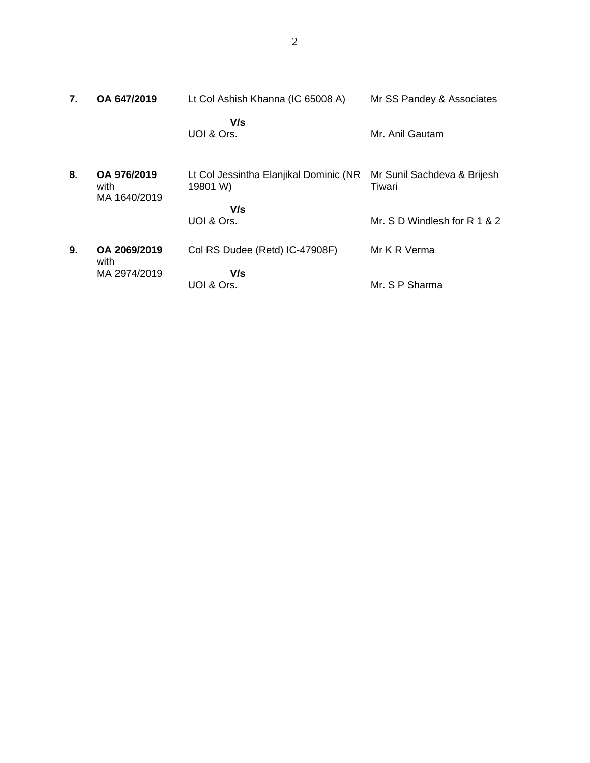| | | | |
|---|---|---|---|
| **7.** | **OA 647/2019** | Lt Col Ashish Khanna (IC 65008 A)<br><br>**V/s**<br>UOI & Ors. | Mr SS Pandey & Associates<br><br><br>Mr. Anil Gautam |
| **8.** | **OA 976/2019**<br>with<br>MA 1640/2019 | Lt Col Jessintha Elanjikal Dominic (NR 19801 W)<br><br>**V/s**<br>UOI & Ors. | Mr Sunil Sachdeva & Brijesh Tiwari<br><br><br>Mr. S D Windlesh for R 1 & 2 |
| **9.** | **OA 2069/2019**<br>with<br>MA 2974/2019 | Col RS Dudee (Retd) IC-47908F)<br><br>**V/s**<br>UOI & Ors. | Mr K R Verma<br><br><br>Mr. S P Sharma |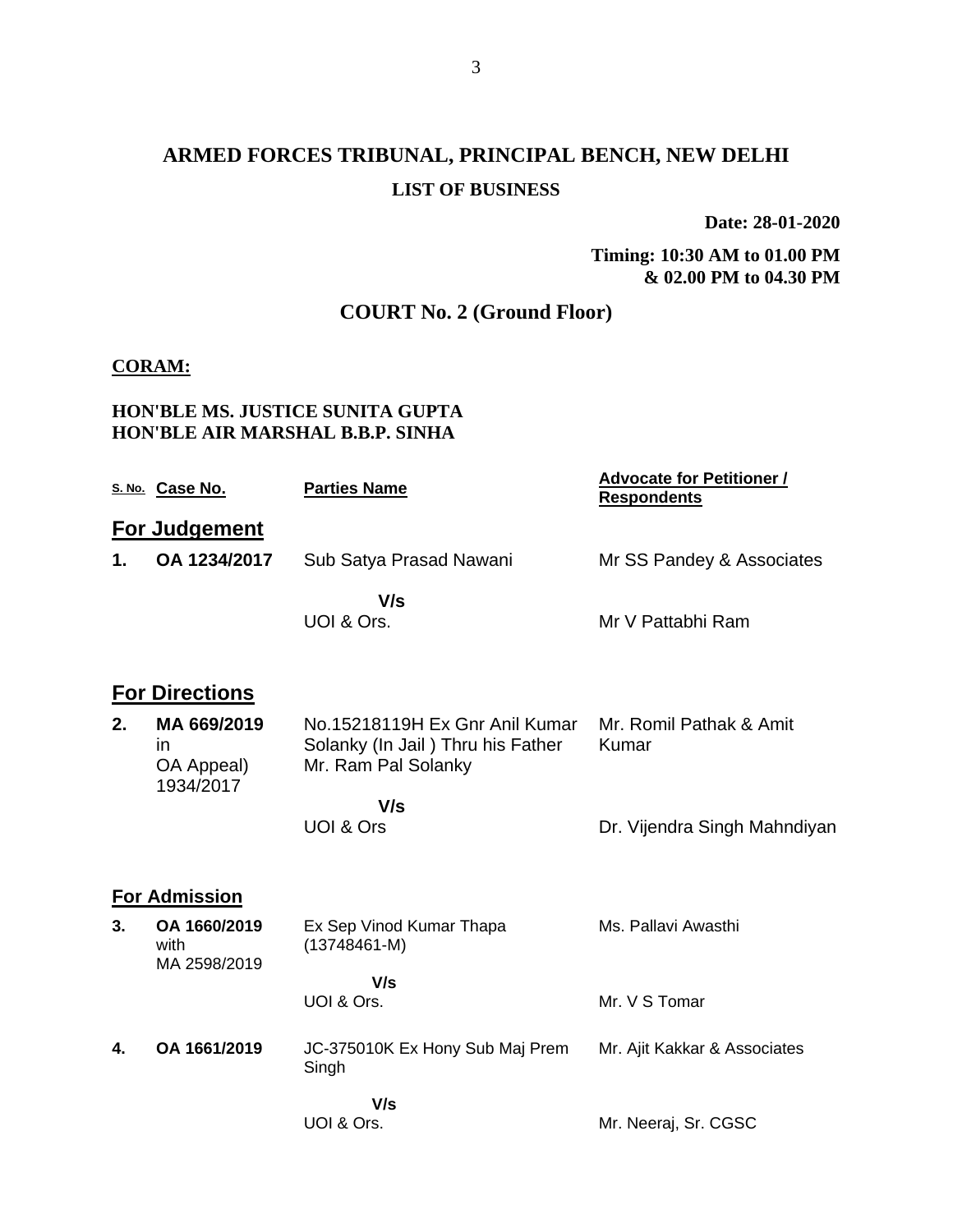# ARMED FORCES TRIBUNAL, PRINCIPAL BENCH, NEW DELHI

## LIST OF BUSINESS

**Date: 28-01-2020**

**Timing: 10:30 AM to 01.00 PM & 02.00 PM to 04.30 PM**

## COURT No. 2 (Ground Floor)

**CORAM:**

**HON'BLE MS. JUSTICE SUNITA GUPTA**
**HON'BLE AIR MARSHAL B.B.P. SINHA**

| S. No. | Case No. | Parties Name | Advocate for Petitioner / Respondents |
|---|---|---|---|
| **For Judgement** | | | |
| **1.** | **OA 1234/2017** | Sub Satya Prasad Nawani | Mr SS Pandey & Associates |
| | | **V/s** | |
| | | UOI & Ors. | Mr V Pattabhi Ram |
| **For Directions** | | | |
| **2.** | **MA 669/2019** in OA Appeal) 1934/2017 | No.15218119H Ex Gnr Anil Kumar Solanky (In Jail ) Thru his Father Mr. Ram Pal Solanky | Mr. Romil Pathak & Amit Kumar |
| | | **V/s** | |
| | | UOI & Ors | Dr. Vijendra Singh Mahndiyan |
| **For Admission** | | | |
| **3.** | **OA 1660/2019** with MA 2598/2019 | Ex Sep Vinod Kumar Thapa (13748461-M) | Ms. Pallavi Awasthi |
| | | **V/s** | |
| | | UOI & Ors. | Mr. V S Tomar |
| **4.** | **OA 1661/2019** | JC-375010K Ex Hony Sub Maj Prem Singh | Mr. Ajit Kakkar & Associates |
| | | **V/s** | |
| | | UOI & Ors. | Mr. Neeraj, Sr. CGSC |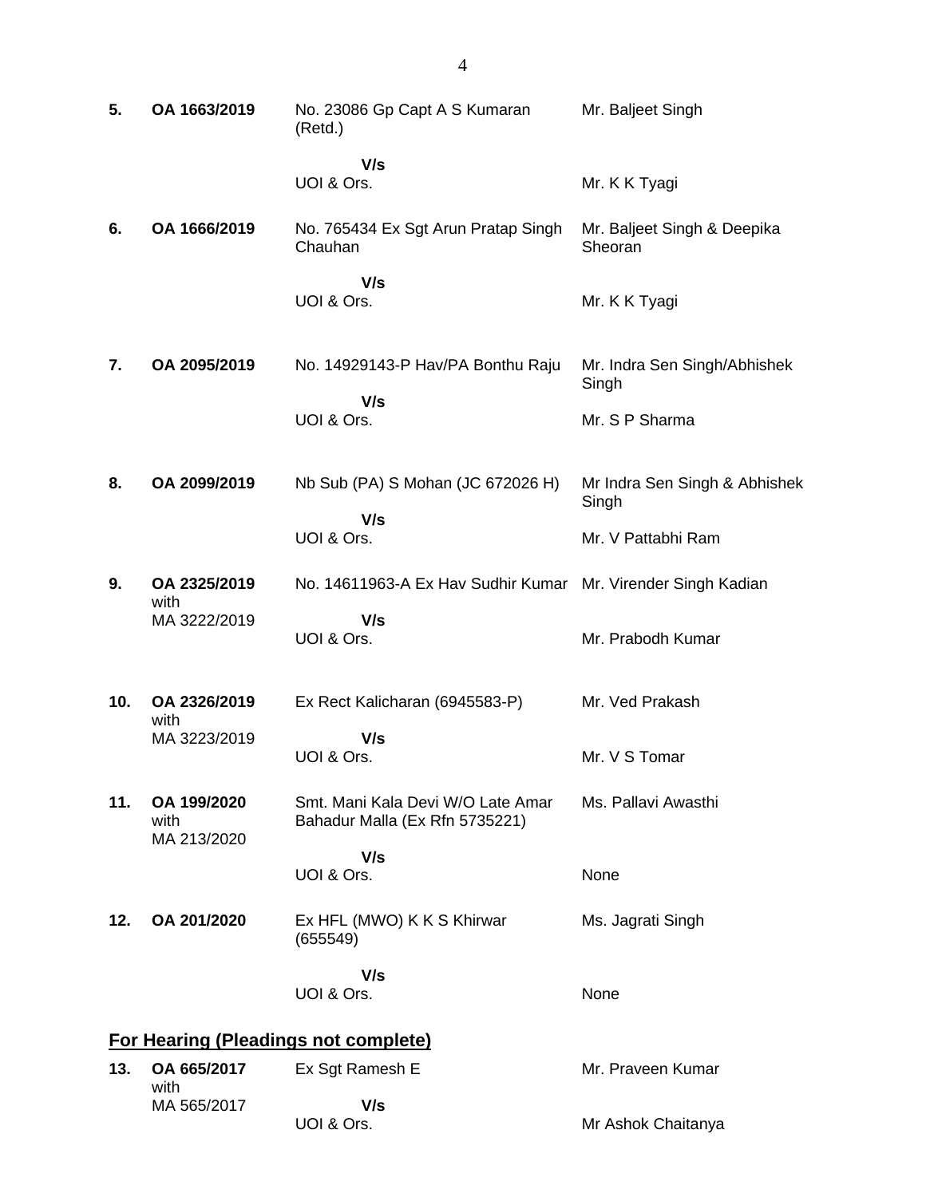| | | | |
|---|---|---|---|
| **5.** | **OA 1663/2019** | No. 23086 Gp Capt A S Kumaran (Retd.) | Mr. Baljeet Singh |
| | | **V/s** UOI & Ors. | Mr. K K Tyagi |
| **6.** | **OA 1666/2019** | No. 765434 Ex Sgt Arun Pratap Singh Chauhan | Mr. Baljeet Singh & Deepika Sheoran |
| | | **V/s** UOI & Ors. | Mr. K K Tyagi |
| **7.** | **OA 2095/2019** | No. 14929143-P Hav/PA Bonthu Raju | Mr. Indra Sen Singh/Abhishek Singh |
| | | **V/s** UOI & Ors. | Mr. S P Sharma |
| **8.** | **OA 2099/2019** | Nb Sub (PA) S Mohan (JC 672026 H) | Mr Indra Sen Singh & Abhishek Singh |
| | | **V/s** UOI & Ors. | Mr. V Pattabhi Ram |
| **9.** | **OA 2325/2019** with MA 3222/2019 | No. 14611963-A Ex Hav Sudhir Kumar | Mr. Virender Singh Kadian |
| | | **V/s** UOI & Ors. | Mr. Prabodh Kumar |
| **10.** | **OA 2326/2019** with MA 3223/2019 | Ex Rect Kalicharan (6945583-P) | Mr. Ved Prakash |
| | | **V/s** UOI & Ors. | Mr. V S Tomar |
| **11.** | **OA 199/2020** with MA 213/2020 | Smt. Mani Kala Devi W/O Late Amar Bahadur Malla (Ex Rfn 5735221) | Ms. Pallavi Awasthi |
| | | **V/s** UOI & Ors. | None |
| **12.** | **OA 201/2020** | Ex HFL (MWO) K K S Khirwar (655549) | Ms. Jagrati Singh |
| | | **V/s** UOI & Ors. | None |

## **<u>For Hearing (Pleadings not complete)</u>**

| | | | |
|---|---|---|---|
| **13.** | **OA 665/2017** with MA 565/2017 | Ex Sgt Ramesh E | Mr. Praveen Kumar |
| | | **V/s** UOI & Ors. | Mr Ashok Chaitanya |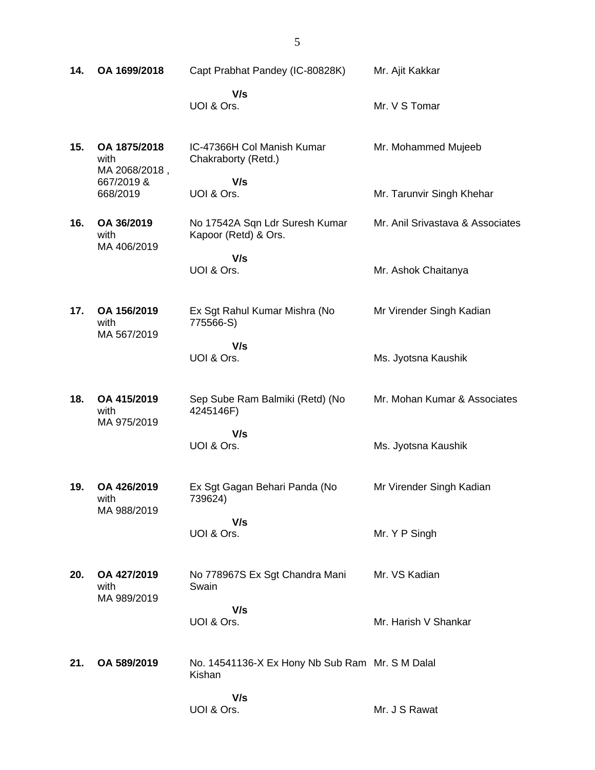| | | | |
|---|---|---|---|
| **14.** | **OA 1699/2018** | Capt Prabhat Pandey (IC-80828K)<br><br>**V/s**<br>UOI & Ors. | Mr. Ajit Kakkar<br><br>Mr. V S Tomar |
| **15.** | **OA 1875/2018** with MA 2068/2018 , 667/2019 & 668/2019 | IC-47366H Col Manish Kumar Chakraborty (Retd.)<br><br>**V/s**<br>UOI & Ors. | Mr. Mohammed Mujeeb<br><br>Mr. Tarunvir Singh Khehar |
| **16.** | **OA 36/2019** with MA 406/2019 | No 17542A Sqn Ldr Suresh Kumar Kapoor (Retd) & Ors.<br><br>**V/s**<br>UOI & Ors. | Mr. Anil Srivastava & Associates<br><br>Mr. Ashok Chaitanya |
| **17.** | **OA 156/2019** with MA 567/2019 | Ex Sgt Rahul Kumar Mishra (No 775566-S)<br><br>**V/s**<br>UOI & Ors. | Mr Virender Singh Kadian<br><br>Ms. Jyotsna Kaushik |
| **18.** | **OA 415/2019** with MA 975/2019 | Sep Sube Ram Balmiki (Retd) (No 4245146F)<br><br>**V/s**<br>UOI & Ors. | Mr. Mohan Kumar & Associates<br><br>Ms. Jyotsna Kaushik |
| **19.** | **OA 426/2019** with MA 988/2019 | Ex Sgt Gagan Behari Panda (No 739624)<br><br>**V/s**<br>UOI & Ors. | Mr Virender Singh Kadian<br><br>Mr. Y P Singh |
| **20.** | **OA 427/2019** with MA 989/2019 | No 778967S Ex Sgt Chandra Mani Swain<br><br>**V/s**<br>UOI & Ors. | Mr. VS Kadian<br><br>Mr. Harish V Shankar |
| **21.** | **OA 589/2019** | No. 14541136-X Ex Hony Nb Sub Ram Kishan<br><br>**V/s**<br>UOI & Ors. | Mr. S M Dalal<br><br>Mr. J S Rawat |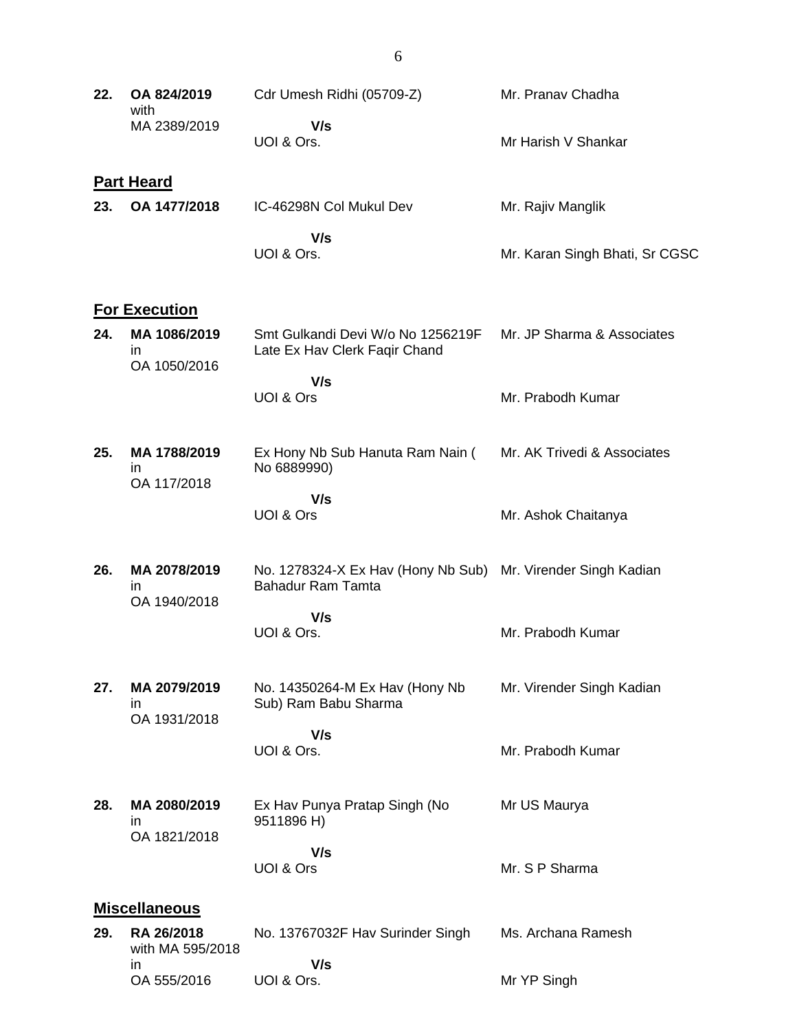| | | | |
|---|---|---|---|
| **22.** | **OA 824/2019** with MA 2389/2019 | Cdr Umesh Ridhi (05709-Z) **V/s** UOI & Ors. | Mr. Pranav Chadha / Mr Harish V Shankar |

**Part Heard**

| | | | |
|---|---|---|---|
| **23.** | **OA 1477/2018** | IC-46298N Col Mukul Dev **V/s** UOI & Ors. | Mr. Rajiv Manglik / Mr. Karan Singh Bhati, Sr CGSC |

**For Execution**

| | | | |
|---|---|---|---|
| **24.** | **MA 1086/2019** in OA 1050/2016 | Smt Gulkandi Devi W/o No 1256219F Late Ex Hav Clerk Faqir Chand **V/s** UOI & Ors | Mr. JP Sharma & Associates / Mr. Prabodh Kumar |
| **25.** | **MA 1788/2019** in OA 117/2018 | Ex Hony Nb Sub Hanuta Ram Nain ( No 6889990) **V/s** UOI & Ors | Mr. AK Trivedi & Associates / Mr. Ashok Chaitanya |
| **26.** | **MA 2078/2019** in OA 1940/2018 | No. 1278324-X Ex Hav (Hony Nb Sub) Bahadur Ram Tamta **V/s** UOI & Ors. | Mr. Virender Singh Kadian / Mr. Prabodh Kumar |
| **27.** | **MA 2079/2019** in OA 1931/2018 | No. 14350264-M Ex Hav (Hony Nb Sub) Ram Babu Sharma **V/s** UOI & Ors. | Mr. Virender Singh Kadian / Mr. Prabodh Kumar |
| **28.** | **MA 2080/2019** in OA 1821/2018 | Ex Hav Punya Pratap Singh (No 9511896 H) **V/s** UOI & Ors | Mr US Maurya / Mr. S P Sharma |

**Miscellaneous**

| | | | |
|---|---|---|---|
| **29.** | **RA 26/2018** with MA 595/2018 in OA 555/2016 | No. 13767032F Hav Surinder Singh **V/s** UOI & Ors. | Ms. Archana Ramesh / Mr YP Singh |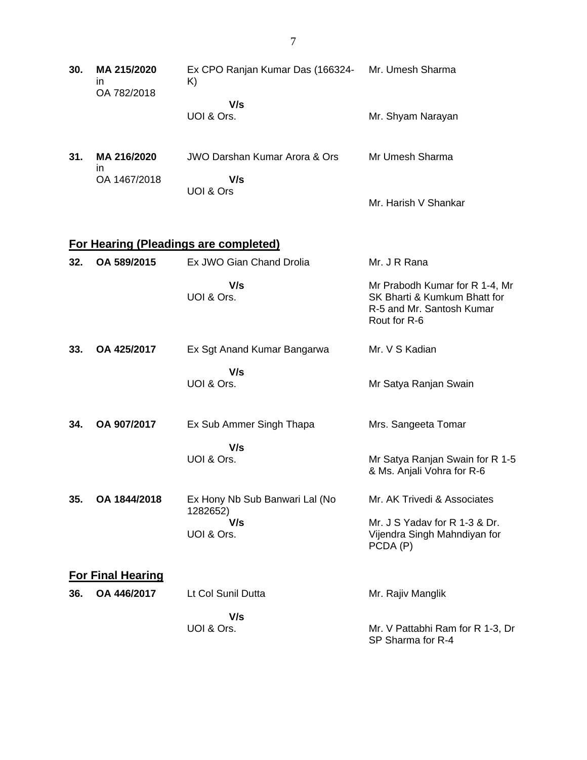| | | | |
|---|---|---|---|
| **30.** | **MA 215/2020** in OA 782/2018 | Ex CPO Ranjan Kumar Das (166324-K)<br>**V/s**<br>UOI & Ors. | Mr. Umesh Sharma<br><br>Mr. Shyam Narayan |
| **31.** | **MA 216/2020** in OA 1467/2018 | JWO Darshan Kumar Arora & Ors<br>**V/s**<br>UOI & Ors | Mr Umesh Sharma<br><br>Mr. Harish V Shankar |

## **For Hearing (Pleadings are completed)**

| | | | |
|---|---|---|---|
| **32.** | **OA 589/2015** | Ex JWO Gian Chand Drolia<br>**V/s**<br>UOI & Ors. | Mr. J R Rana<br><br>Mr Prabodh Kumar for R 1-4, Mr SK Bharti & Kumkum Bhatt for R-5 and Mr. Santosh Kumar Rout for R-6 |
| **33.** | **OA 425/2017** | Ex Sgt Anand Kumar Bangarwa<br>**V/s**<br>UOI & Ors. | Mr. V S Kadian<br><br>Mr Satya Ranjan Swain |
| **34.** | **OA 907/2017** | Ex Sub Ammer Singh Thapa<br>**V/s**<br>UOI & Ors. | Mrs. Sangeeta Tomar<br><br>Mr Satya Ranjan Swain for R 1-5 & Ms. Anjali Vohra for R-6 |
| **35.** | **OA 1844/2018** | Ex Hony Nb Sub Banwari Lal (No 1282652)<br>**V/s**<br>UOI & Ors. | Mr. AK Trivedi & Associates<br><br>Mr. J S Yadav for R 1-3 & Dr. Vijendra Singh Mahndiyan for PCDA (P) |

## **For Final Hearing**

| | | | |
|---|---|---|---|
| **36.** | **OA 446/2017** | Lt Col Sunil Dutta<br>**V/s**<br>UOI & Ors. | Mr. Rajiv Manglik<br><br>Mr. V Pattabhi Ram for R 1-3, Dr SP Sharma for R-4 |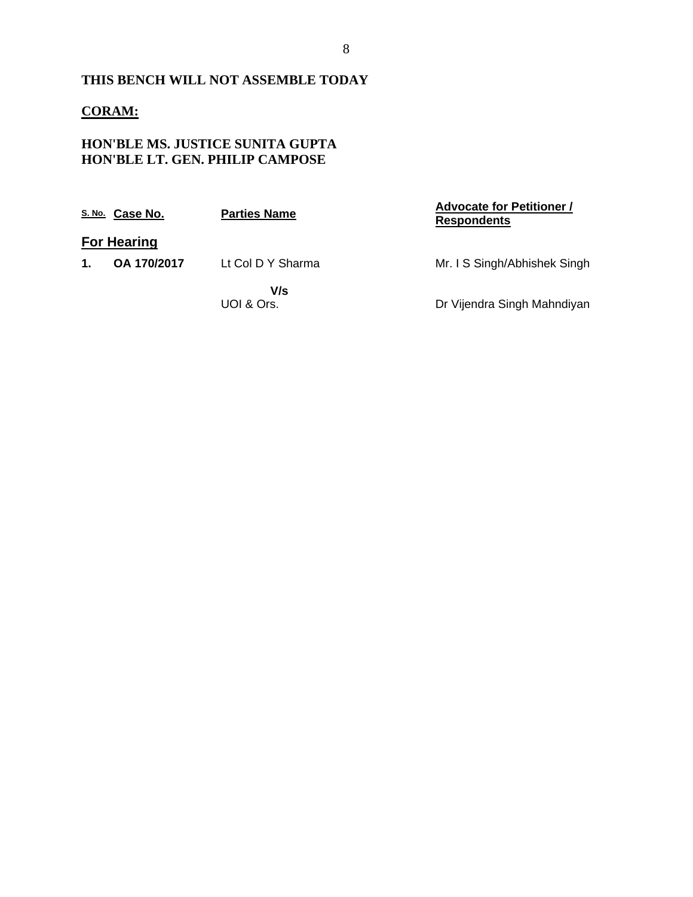**THIS BENCH WILL NOT ASSEMBLE TODAY**

**CORAM:**

**HON'BLE MS. JUSTICE SUNITA GUPTA**
**HON'BLE LT. GEN. PHILIP CAMPOSE**

| S. No. | Case No. | Parties Name | Advocate for Petitioner / Respondents |
|---|---|---|---|
| **For Hearing** | | | |
| **1.** | **OA 170/2017** | Lt Col D Y Sharma | Mr. I S Singh/Abhishek Singh |
| | | **V/s** | |
| | | UOI & Ors. | Dr Vijendra Singh Mahndiyan |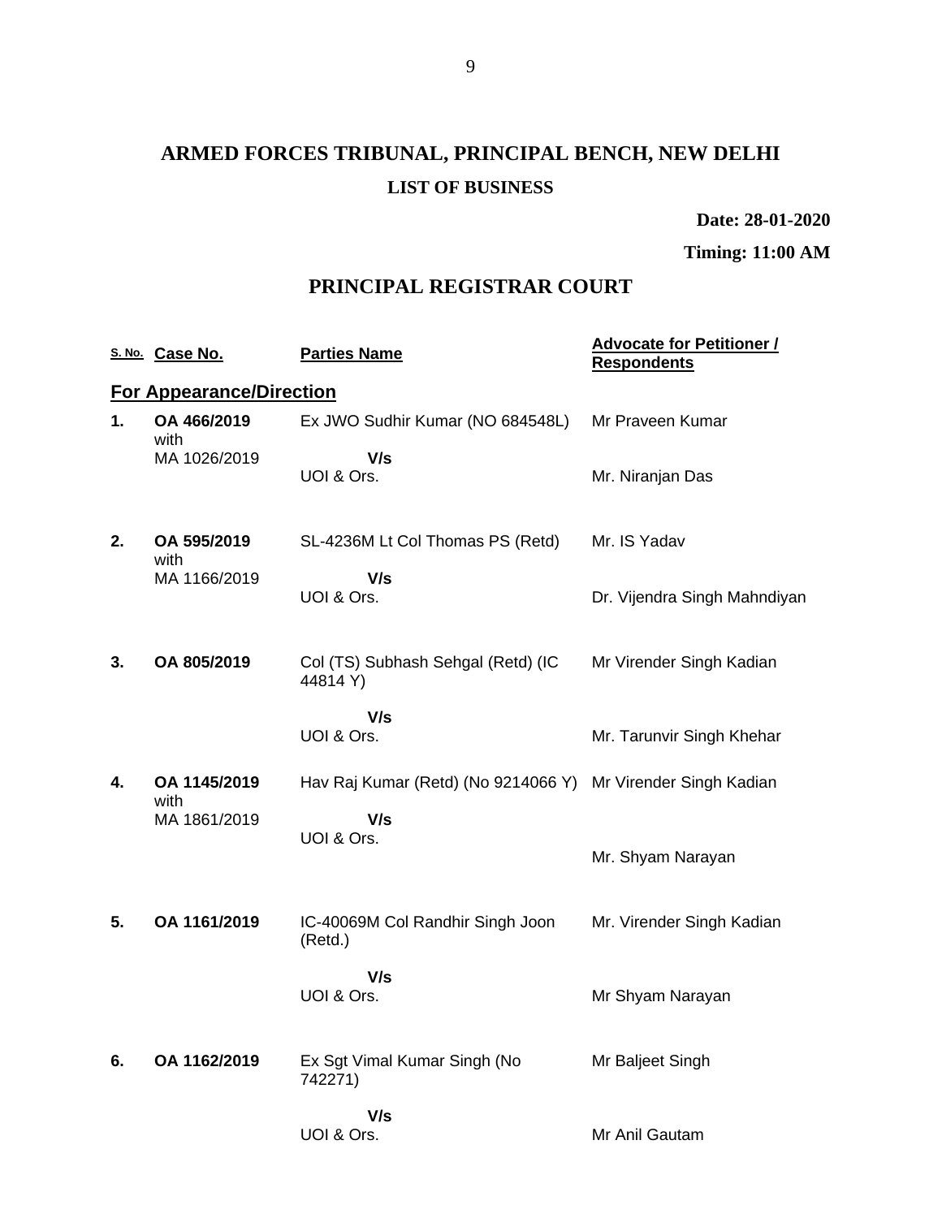# ARMED FORCES TRIBUNAL, PRINCIPAL BENCH, NEW DELHI

## LIST OF BUSINESS

**Date: 28-01-2020**

**Timing: 11:00 AM**

## PRINCIPAL REGISTRAR COURT

| S. No. | Case No. | Parties Name | Advocate for Petitioner / Respondents |
|---|---|---|---|
| **For Appearance/Direction** | | | |
| **1.** | **OA 466/2019** with MA 1026/2019 | Ex JWO Sudhir Kumar (NO 684548L) **V/s** UOI & Ors. | Mr Praveen Kumar / Mr. Niranjan Das |
| **2.** | **OA 595/2019** with MA 1166/2019 | SL-4236M Lt Col Thomas PS (Retd) **V/s** UOI & Ors. | Mr. IS Yadav / Dr. Vijendra Singh Mahndiyan |
| **3.** | **OA 805/2019** | Col (TS) Subhash Sehgal (Retd) (IC 44814 Y) **V/s** UOI & Ors. | Mr Virender Singh Kadian / Mr. Tarunvir Singh Khehar |
| **4.** | **OA 1145/2019** with MA 1861/2019 | Hav Raj Kumar (Retd) (No 9214066 Y) **V/s** UOI & Ors. | Mr Virender Singh Kadian / Mr. Shyam Narayan |
| **5.** | **OA 1161/2019** | IC-40069M Col Randhir Singh Joon (Retd.) **V/s** UOI & Ors. | Mr. Virender Singh Kadian / Mr Shyam Narayan |
| **6.** | **OA 1162/2019** | Ex Sgt Vimal Kumar Singh (No 742271) **V/s** UOI & Ors. | Mr Baljeet Singh / Mr Anil Gautam |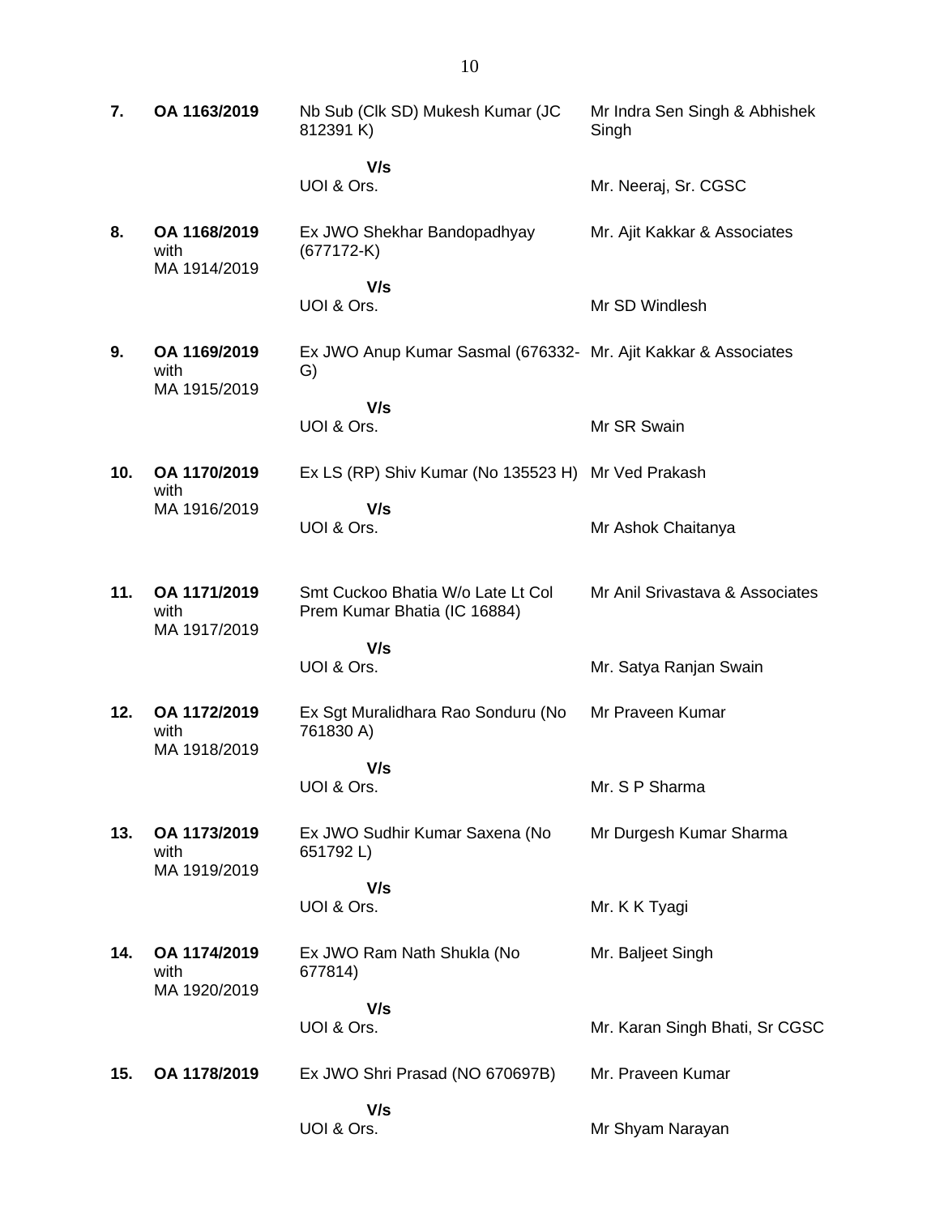| | | | |
|---|---|---|---|
| **7.** | **OA 1163/2019** | Nb Sub (Clk SD) Mukesh Kumar (JC 812391 K)<br><br>**V/s**<br>UOI & Ors. | Mr Indra Sen Singh & Abhishek Singh<br><br><br>Mr. Neeraj, Sr. CGSC |
| **8.** | **OA 1168/2019** with MA 1914/2019 | Ex JWO Shekhar Bandopadhyay (677172-K)<br><br>**V/s**<br>UOI & Ors. | Mr. Ajit Kakkar & Associates<br><br><br>Mr SD Windlesh |
| **9.** | **OA 1169/2019** with MA 1915/2019 | Ex JWO Anup Kumar Sasmal (676332-G)<br><br>**V/s**<br>UOI & Ors. | Mr. Ajit Kakkar & Associates<br><br><br>Mr SR Swain |
| **10.** | **OA 1170/2019** with MA 1916/2019 | Ex LS (RP) Shiv Kumar (No 135523 H)<br><br>**V/s**<br>UOI & Ors. | Mr Ved Prakash<br><br><br>Mr Ashok Chaitanya |
| **11.** | **OA 1171/2019** with MA 1917/2019 | Smt Cuckoo Bhatia W/o Late Lt Col Prem Kumar Bhatia (IC 16884)<br><br>**V/s**<br>UOI & Ors. | Mr Anil Srivastava & Associates<br><br><br>Mr. Satya Ranjan Swain |
| **12.** | **OA 1172/2019** with MA 1918/2019 | Ex Sgt Muralidhara Rao Sonduru (No 761830 A)<br><br>**V/s**<br>UOI & Ors. | Mr Praveen Kumar<br><br><br>Mr. S P Sharma |
| **13.** | **OA 1173/2019** with MA 1919/2019 | Ex JWO Sudhir Kumar Saxena (No 651792 L)<br><br>**V/s**<br>UOI & Ors. | Mr Durgesh Kumar Sharma<br><br><br>Mr. K K Tyagi |
| **14.** | **OA 1174/2019** with MA 1920/2019 | Ex JWO Ram Nath Shukla (No 677814)<br><br>**V/s**<br>UOI & Ors. | Mr. Baljeet Singh<br><br><br>Mr. Karan Singh Bhati, Sr CGSC |
| **15.** | **OA 1178/2019** | Ex JWO Shri Prasad (NO 670697B)<br><br>**V/s**<br>UOI & Ors. | Mr. Praveen Kumar<br><br><br>Mr Shyam Narayan |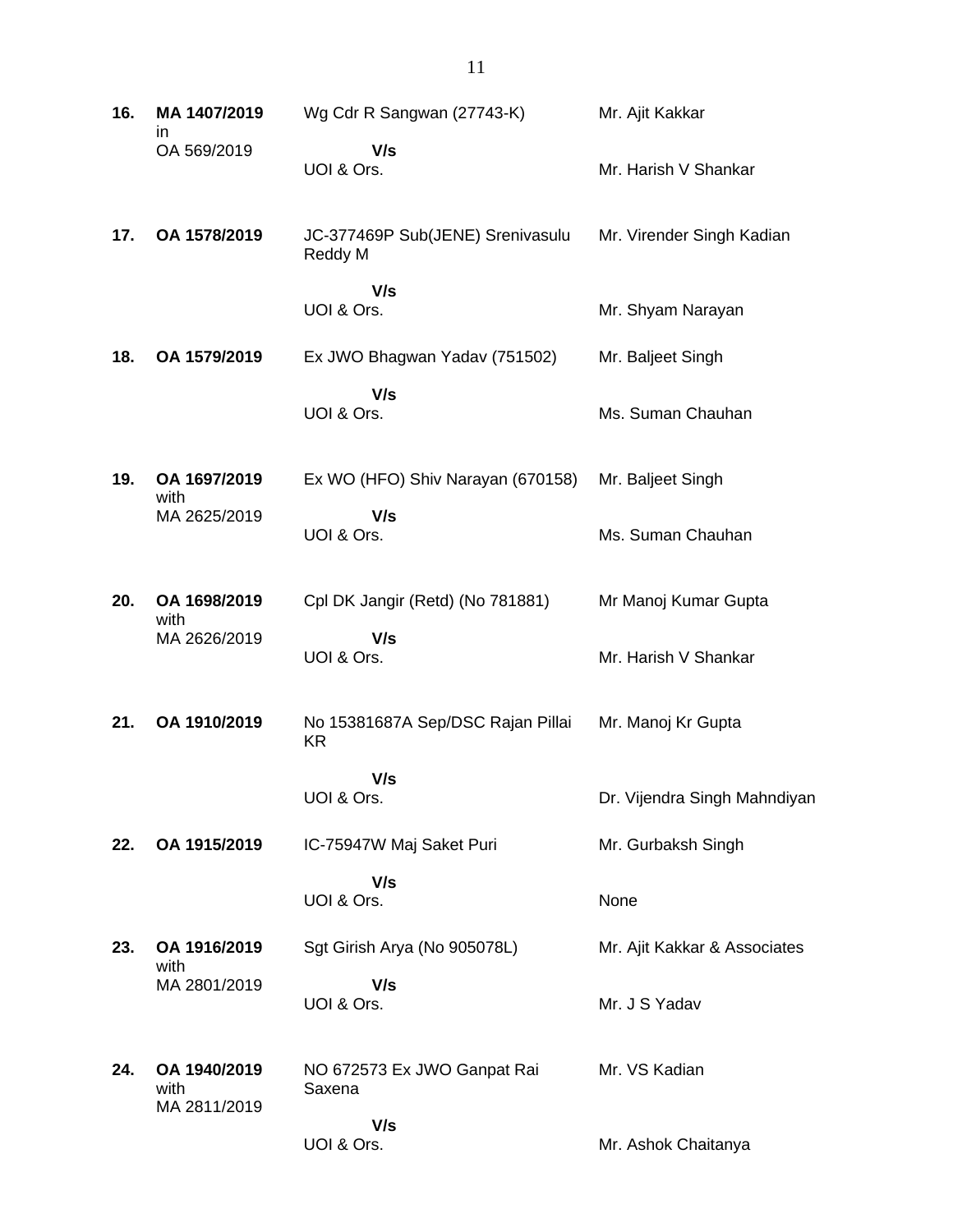| | | | |
|---|---|---|---|
| **16.** | **MA 1407/2019** in OA 569/2019 | Wg Cdr R Sangwan (27743-K) **V/s** UOI & Ors. | Mr. Ajit Kakkar<br><br>Mr. Harish V Shankar |
| **17.** | **OA 1578/2019** | JC-377469P Sub(JENE) Srenivasulu Reddy M **V/s** UOI & Ors. | Mr. Virender Singh Kadian<br><br>Mr. Shyam Narayan |
| **18.** | **OA 1579/2019** | Ex JWO Bhagwan Yadav (751502) **V/s** UOI & Ors. | Mr. Baljeet Singh<br><br>Ms. Suman Chauhan |
| **19.** | **OA 1697/2019** with MA 2625/2019 | Ex WO (HFO) Shiv Narayan (670158) **V/s** UOI & Ors. | Mr. Baljeet Singh<br><br>Ms. Suman Chauhan |
| **20.** | **OA 1698/2019** with MA 2626/2019 | Cpl DK Jangir (Retd) (No 781881) **V/s** UOI & Ors. | Mr Manoj Kumar Gupta<br><br>Mr. Harish V Shankar |
| **21.** | **OA 1910/2019** | No 15381687A Sep/DSC Rajan Pillai KR **V/s** UOI & Ors. | Mr. Manoj Kr Gupta<br><br>Dr. Vijendra Singh Mahndiyan |
| **22.** | **OA 1915/2019** | IC-75947W Maj Saket Puri **V/s** UOI & Ors. | Mr. Gurbaksh Singh<br><br>None |
| **23.** | **OA 1916/2019** with MA 2801/2019 | Sgt Girish Arya (No 905078L) **V/s** UOI & Ors. | Mr. Ajit Kakkar & Associates<br><br>Mr. J S Yadav |
| **24.** | **OA 1940/2019** with MA 2811/2019 | NO 672573 Ex JWO Ganpat Rai Saxena **V/s** UOI & Ors. | Mr. VS Kadian<br><br>Mr. Ashok Chaitanya |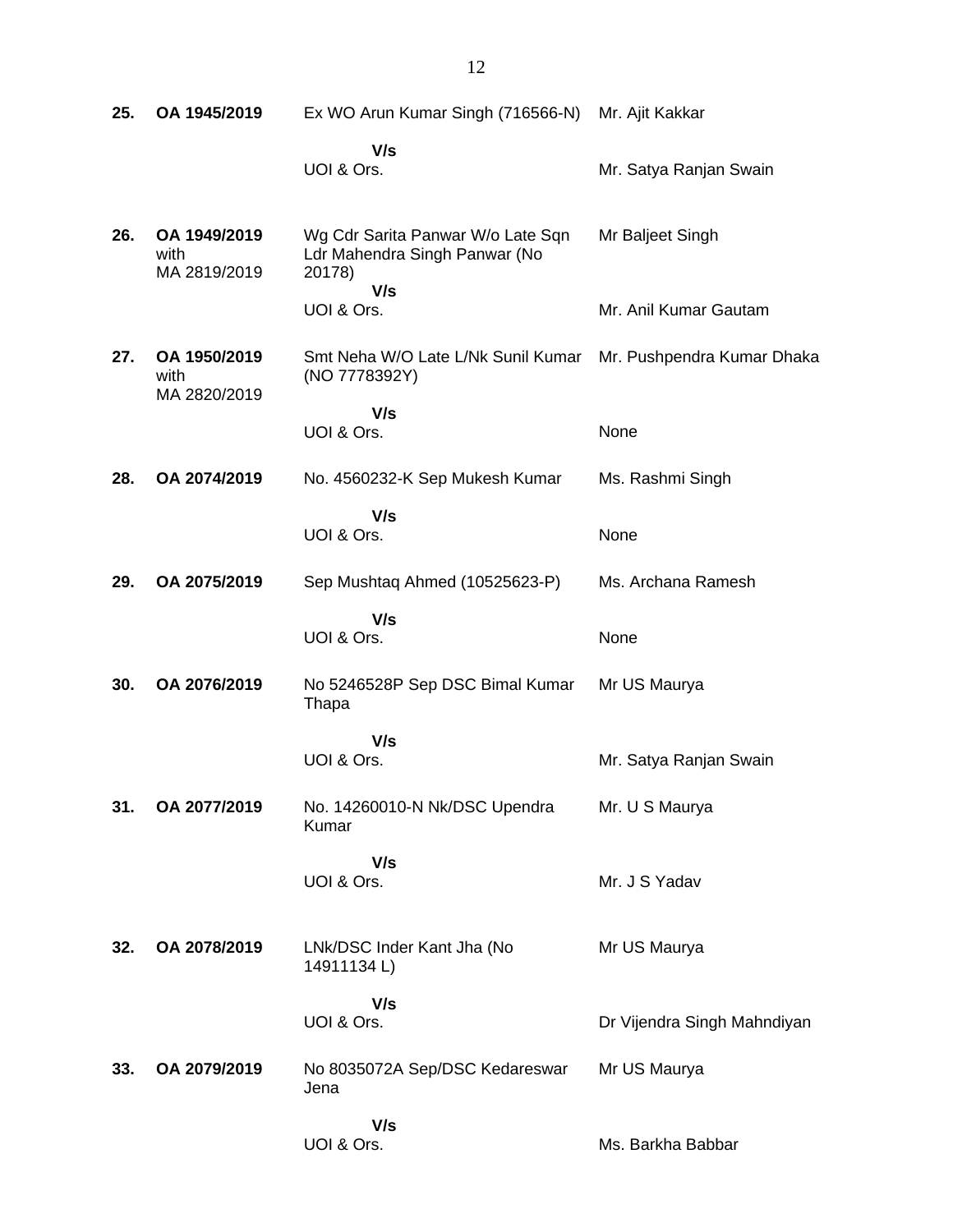| | | | |
|---|---|---|---|
| **25.** | **OA 1945/2019** | Ex WO Arun Kumar Singh (716566-N)<br>**V/s**<br>UOI & Ors. | Mr. Ajit Kakkar<br><br>Mr. Satya Ranjan Swain |
| **26.** | **OA 1949/2019** with MA 2819/2019 | Wg Cdr Sarita Panwar W/o Late Sqn Ldr Mahendra Singh Panwar (No 20178)<br>**V/s**<br>UOI & Ors. | Mr Baljeet Singh<br><br>Mr. Anil Kumar Gautam |
| **27.** | **OA 1950/2019** with MA 2820/2019 | Smt Neha W/O Late L/Nk Sunil Kumar (NO 7778392Y)<br>**V/s**<br>UOI & Ors. | Mr. Pushpendra Kumar Dhaka<br><br>None |
| **28.** | **OA 2074/2019** | No. 4560232-K Sep Mukesh Kumar<br>**V/s**<br>UOI & Ors. | Ms. Rashmi Singh<br><br>None |
| **29.** | **OA 2075/2019** | Sep Mushtaq Ahmed (10525623-P)<br>**V/s**<br>UOI & Ors. | Ms. Archana Ramesh<br><br>None |
| **30.** | **OA 2076/2019** | No 5246528P Sep DSC Bimal Kumar Thapa<br>**V/s**<br>UOI & Ors. | Mr US Maurya<br><br>Mr. Satya Ranjan Swain |
| **31.** | **OA 2077/2019** | No. 14260010-N Nk/DSC Upendra Kumar<br>**V/s**<br>UOI & Ors. | Mr. U S Maurya<br><br>Mr. J S Yadav |
| **32.** | **OA 2078/2019** | LNk/DSC Inder Kant Jha (No 14911134 L)<br>**V/s**<br>UOI & Ors. | Mr US Maurya<br><br>Dr Vijendra Singh Mahndiyan |
| **33.** | **OA 2079/2019** | No 8035072A Sep/DSC Kedareswar Jena<br>**V/s**<br>UOI & Ors. | Mr US Maurya<br><br>Ms. Barkha Babbar |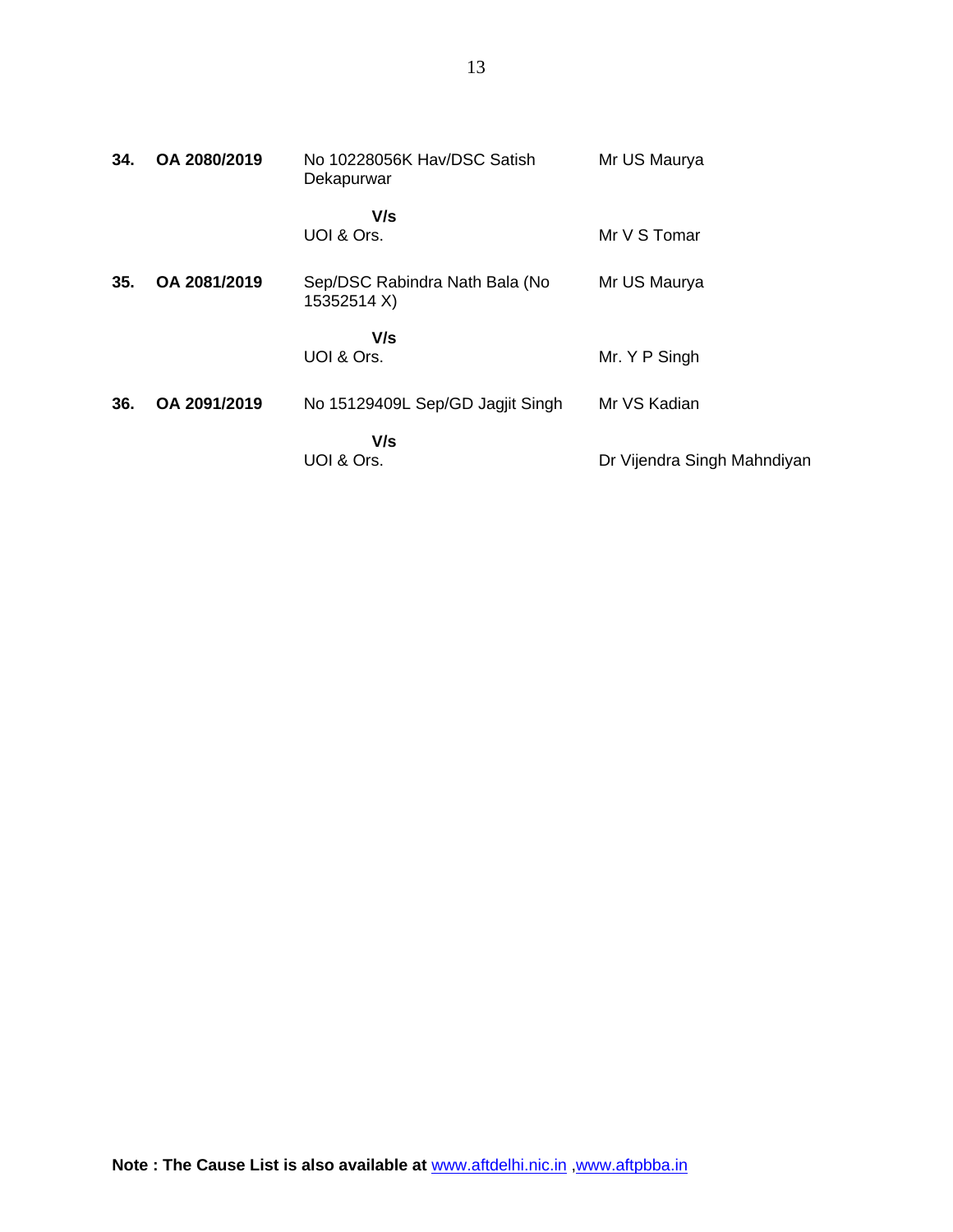| | | | |
|---|---|---|---|
| **34.** | **OA 2080/2019** | No 10228056K Hav/DSC Satish Dekapurwar<br><br>**V/s**<br>UOI & Ors. | Mr US Maurya<br><br><br>Mr V S Tomar |
| **35.** | **OA 2081/2019** | Sep/DSC Rabindra Nath Bala (No 15352514 X)<br><br>**V/s**<br>UOI & Ors. | Mr US Maurya<br><br><br>Mr. Y P Singh |
| **36.** | **OA 2091/2019** | No 15129409L Sep/GD Jagjit Singh<br><br>**V/s**<br>UOI & Ors. | Mr VS Kadian<br><br><br>Dr Vijendra Singh Mahndiyan |

**Note : The Cause List is also available at** www.aftdelhi.nic.in ,www.aftpbba.in